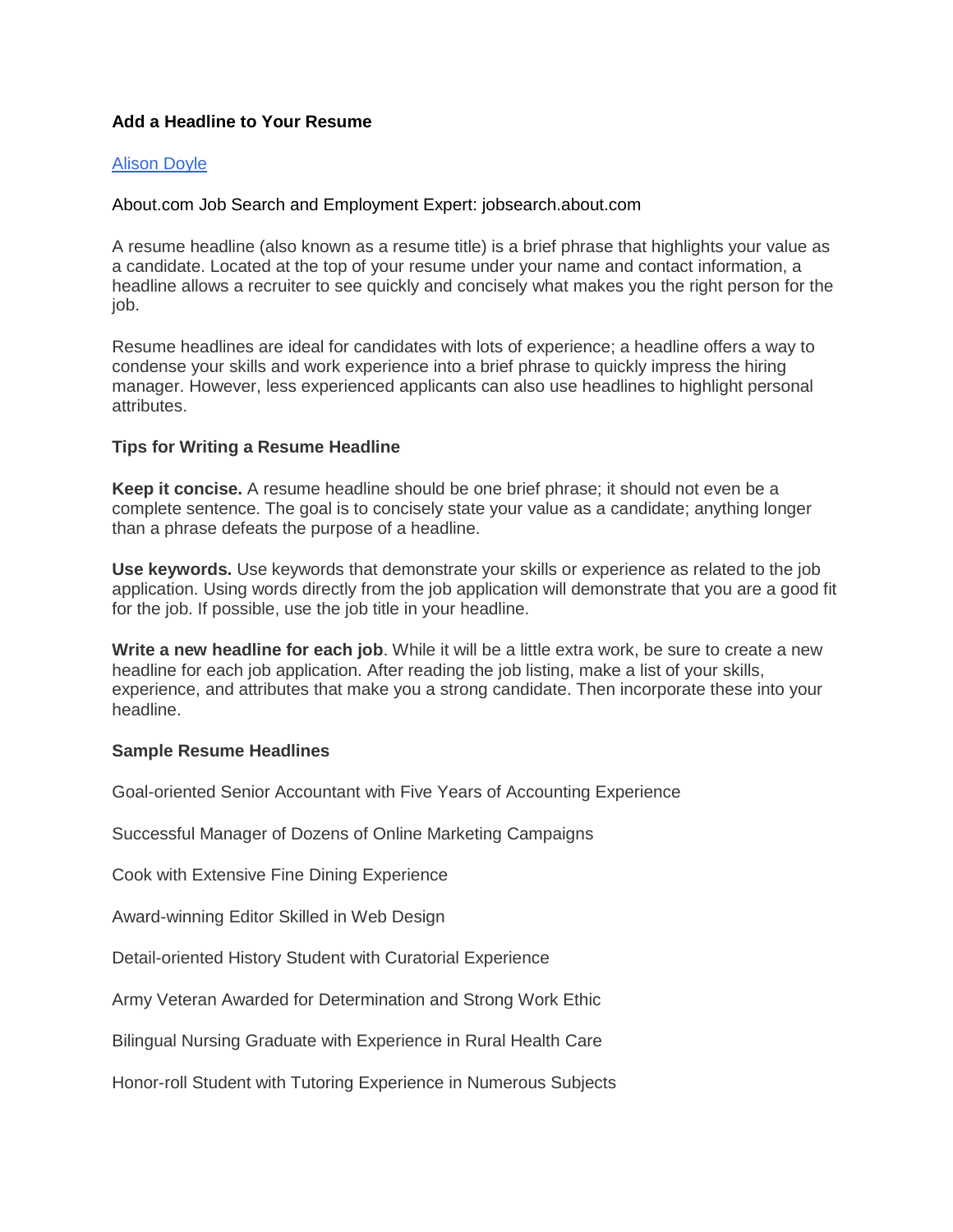# Add a Headline to Your Resume

[Alison Doyle]

About.com Job Search and Employment Expert: jobsearch.about.com

A resume headline (also known as a resume title) is a brief phrase that highlights your value as a candidate. Located at the top of your resume under your name and contact information, a headline allows a recruiter to see quickly and concisely what makes you the right person for the job.

Resume headlines are ideal for candidates with lots of experience; a headline offers a way to condense your skills and work experience into a brief phrase to quickly impress the hiring manager. However, less experienced applicants can also use headlines to highlight personal attributes.

## Tips for Writing a Resume Headline

**Keep it concise.** A resume headline should be one brief phrase; it should not even be a complete sentence. The goal is to concisely state your value as a candidate; anything longer than a phrase defeats the purpose of a headline.

**Use keywords.** Use keywords that demonstrate your skills or experience as related to the job application. Using words directly from the job application will demonstrate that you are a good fit for the job. If possible, use the job title in your headline.

**Write a new headline for each job**. While it will be a little extra work, be sure to create a new headline for each job application. After reading the job listing, make a list of your skills, experience, and attributes that make you a strong candidate. Then incorporate these into your headline.

## Sample Resume Headlines

Goal-oriented Senior Accountant with Five Years of Accounting Experience

Successful Manager of Dozens of Online Marketing Campaigns

Cook with Extensive Fine Dining Experience

Award-winning Editor Skilled in Web Design

Detail-oriented History Student with Curatorial Experience

Army Veteran Awarded for Determination and Strong Work Ethic

Bilingual Nursing Graduate with Experience in Rural Health Care

Honor-roll Student with Tutoring Experience in Numerous Subjects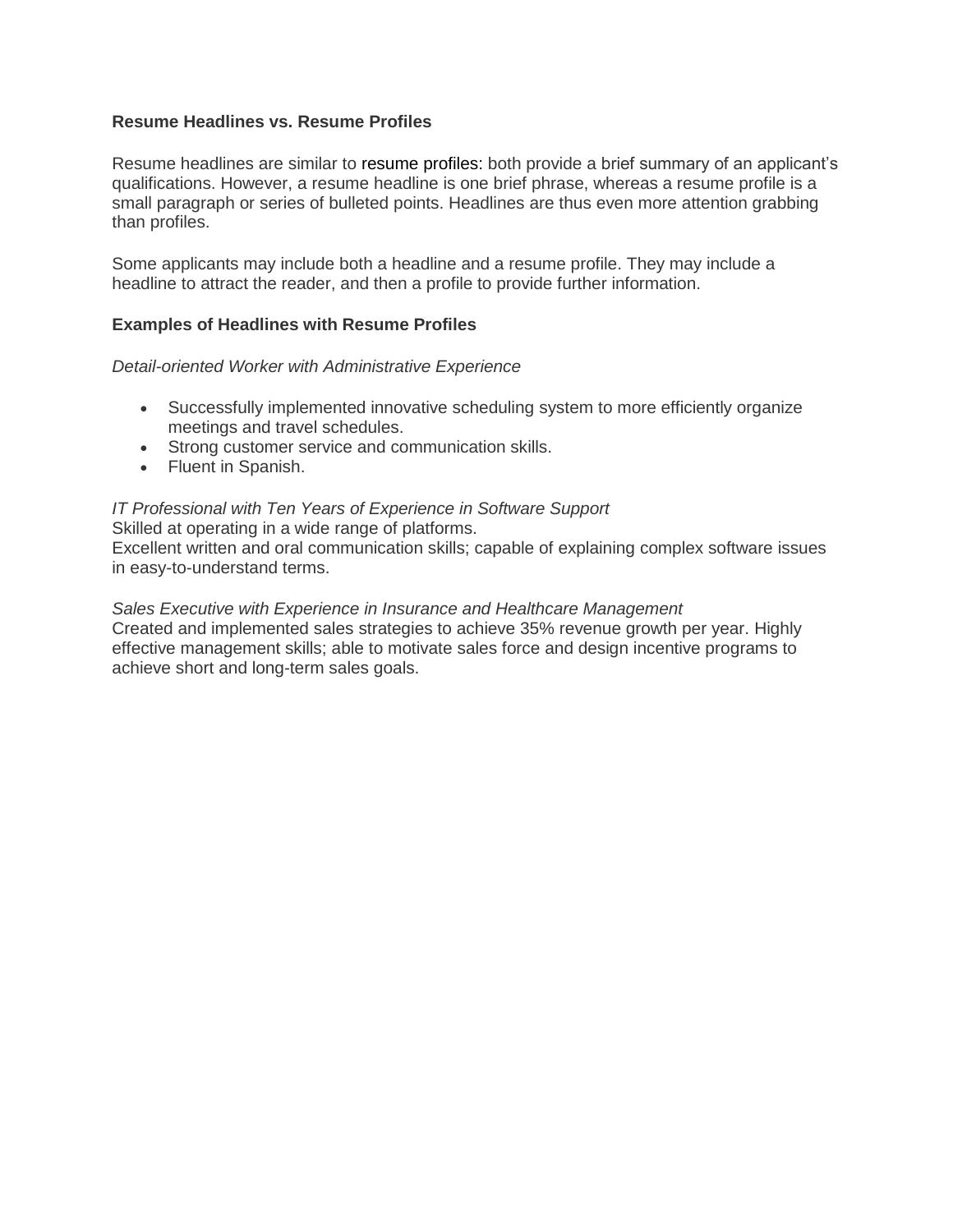**Resume Headlines vs. Resume Profiles**

Resume headlines are similar to resume profiles: both provide a brief summary of an applicant's qualifications. However, a resume headline is one brief phrase, whereas a resume profile is a small paragraph or series of bulleted points. Headlines are thus even more attention grabbing than profiles.

Some applicants may include both a headline and a resume profile. They may include a headline to attract the reader, and then a profile to provide further information.

**Examples of Headlines with Resume Profiles**

*Detail-oriented Worker with Administrative Experience*

- Successfully implemented innovative scheduling system to more efficiently organize meetings and travel schedules.
- Strong customer service and communication skills.
- Fluent in Spanish.

*IT Professional with Ten Years of Experience in Software Support*
Skilled at operating in a wide range of platforms.
Excellent written and oral communication skills; capable of explaining complex software issues in easy-to-understand terms.

*Sales Executive with Experience in Insurance and Healthcare Management*
Created and implemented sales strategies to achieve 35% revenue growth per year. Highly effective management skills; able to motivate sales force and design incentive programs to achieve short and long-term sales goals.